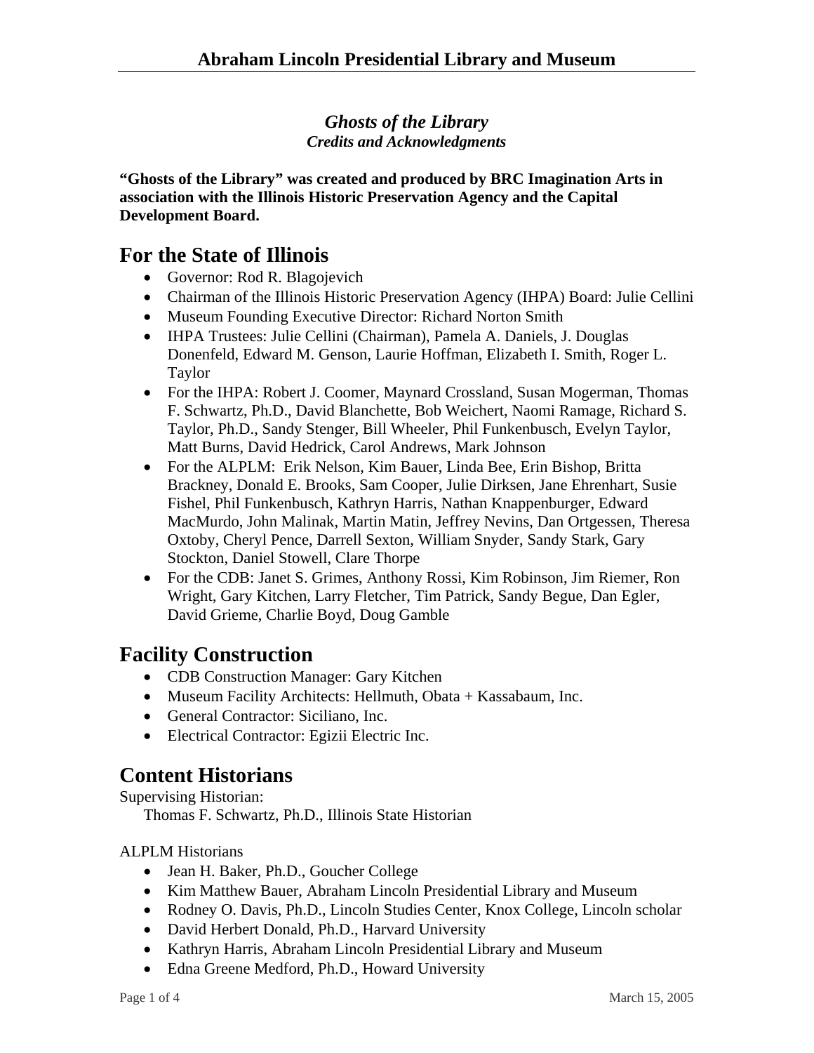### *Ghosts of the Library*
#### *Credits and Acknowledgments*

**"Ghosts of the Library" was created and produced by BRC Imagination Arts in association with the Illinois Historic Preservation Agency and the Capital Development Board.**

## For the State of Illinois

- Governor: Rod R. Blagojevich
- Chairman of the Illinois Historic Preservation Agency (IHPA) Board: Julie Cellini
- Museum Founding Executive Director: Richard Norton Smith
- IHPA Trustees: Julie Cellini (Chairman), Pamela A. Daniels, J. Douglas Donenfeld, Edward M. Genson, Laurie Hoffman, Elizabeth I. Smith, Roger L. Taylor
- For the IHPA: Robert J. Coomer, Maynard Crossland, Susan Mogerman, Thomas F. Schwartz, Ph.D., David Blanchette, Bob Weichert, Naomi Ramage, Richard S. Taylor, Ph.D., Sandy Stenger, Bill Wheeler, Phil Funkenbusch, Evelyn Taylor, Matt Burns, David Hedrick, Carol Andrews, Mark Johnson
- For the ALPLM: Erik Nelson, Kim Bauer, Linda Bee, Erin Bishop, Britta Brackney, Donald E. Brooks, Sam Cooper, Julie Dirksen, Jane Ehrenhart, Susie Fishel, Phil Funkenbusch, Kathryn Harris, Nathan Knappenburger, Edward MacMurdo, John Malinak, Martin Matin, Jeffrey Nevins, Dan Ortgessen, Theresa Oxtoby, Cheryl Pence, Darrell Sexton, William Snyder, Sandy Stark, Gary Stockton, Daniel Stowell, Clare Thorpe
- For the CDB: Janet S. Grimes, Anthony Rossi, Kim Robinson, Jim Riemer, Ron Wright, Gary Kitchen, Larry Fletcher, Tim Patrick, Sandy Begue, Dan Egler, David Grieme, Charlie Boyd, Doug Gamble

## Facility Construction

- CDB Construction Manager: Gary Kitchen
- Museum Facility Architects: Hellmuth, Obata + Kassabaum, Inc.
- General Contractor: Siciliano, Inc.
- Electrical Contractor: Egizii Electric Inc.

## Content Historians

Supervising Historian:

Thomas F. Schwartz, Ph.D., Illinois State Historian

ALPLM Historians

- Jean H. Baker, Ph.D., Goucher College
- Kim Matthew Bauer, Abraham Lincoln Presidential Library and Museum
- Rodney O. Davis, Ph.D., Lincoln Studies Center, Knox College, Lincoln scholar
- David Herbert Donald, Ph.D., Harvard University
- Kathryn Harris, Abraham Lincoln Presidential Library and Museum
- Edna Greene Medford, Ph.D., Howard University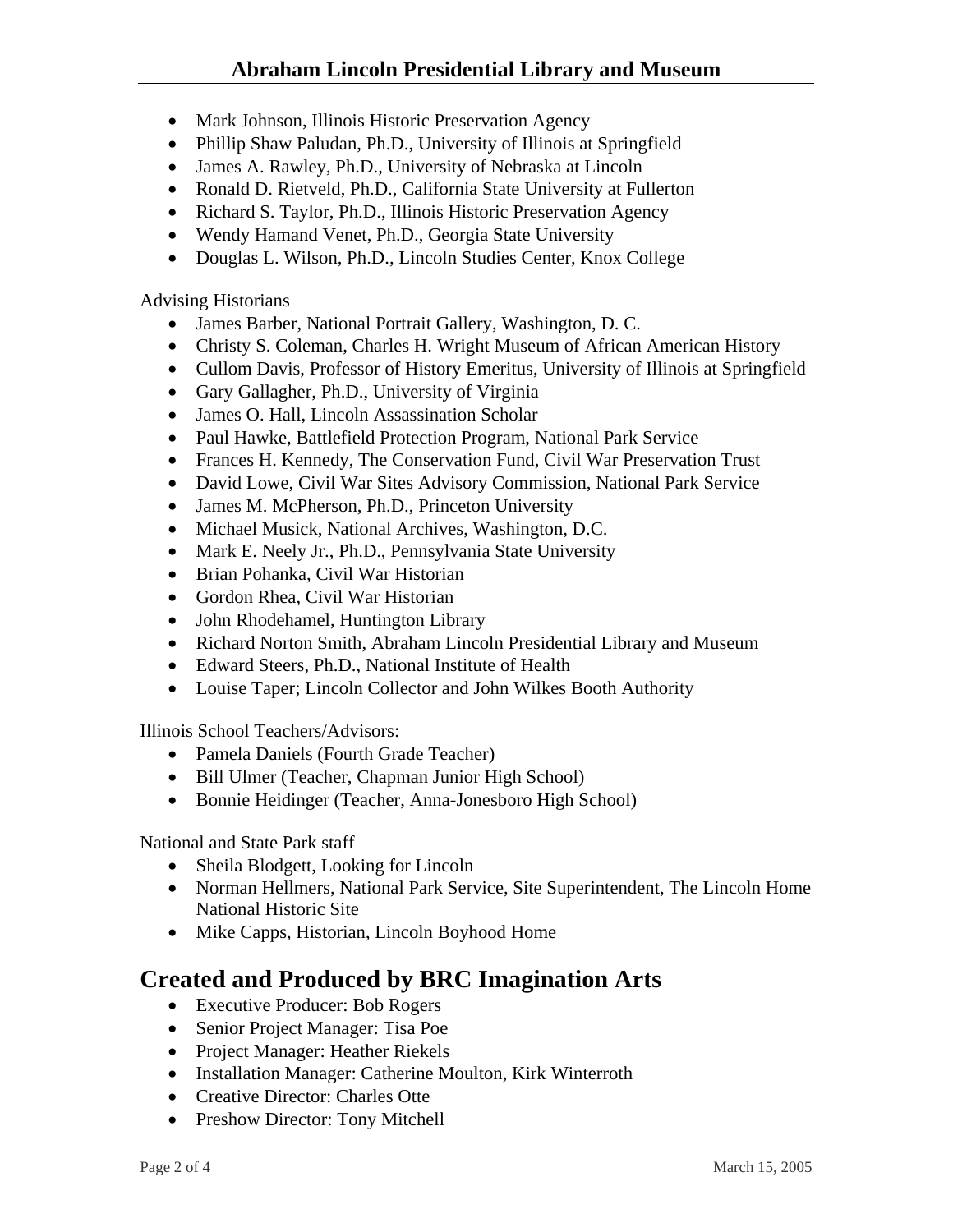- Mark Johnson, Illinois Historic Preservation Agency
- Phillip Shaw Paludan, Ph.D., University of Illinois at Springfield
- James A. Rawley, Ph.D., University of Nebraska at Lincoln
- Ronald D. Rietveld, Ph.D., California State University at Fullerton
- Richard S. Taylor, Ph.D., Illinois Historic Preservation Agency
- Wendy Hamand Venet, Ph.D., Georgia State University
- Douglas L. Wilson, Ph.D., Lincoln Studies Center, Knox College

Advising Historians

- James Barber, National Portrait Gallery, Washington, D. C.
- Christy S. Coleman, Charles H. Wright Museum of African American History
- Cullom Davis, Professor of History Emeritus, University of Illinois at Springfield
- Gary Gallagher, Ph.D., University of Virginia
- James O. Hall, Lincoln Assassination Scholar
- Paul Hawke, Battlefield Protection Program, National Park Service
- Frances H. Kennedy, The Conservation Fund, Civil War Preservation Trust
- David Lowe, Civil War Sites Advisory Commission, National Park Service
- James M. McPherson, Ph.D., Princeton University
- Michael Musick, National Archives, Washington, D.C.
- Mark E. Neely Jr., Ph.D., Pennsylvania State University
- Brian Pohanka, Civil War Historian
- Gordon Rhea, Civil War Historian
- John Rhodehamel, Huntington Library
- Richard Norton Smith, Abraham Lincoln Presidential Library and Museum
- Edward Steers, Ph.D., National Institute of Health
- Louise Taper; Lincoln Collector and John Wilkes Booth Authority

Illinois School Teachers/Advisors:

- Pamela Daniels (Fourth Grade Teacher)
- Bill Ulmer (Teacher, Chapman Junior High School)
- Bonnie Heidinger (Teacher, Anna-Jonesboro High School)

National and State Park staff

- Sheila Blodgett, Looking for Lincoln
- Norman Hellmers, National Park Service, Site Superintendent, The Lincoln Home National Historic Site
- Mike Capps, Historian, Lincoln Boyhood Home

## Created and Produced by BRC Imagination Arts

- Executive Producer: Bob Rogers
- Senior Project Manager: Tisa Poe
- Project Manager: Heather Riekels
- Installation Manager: Catherine Moulton, Kirk Winterroth
- Creative Director: Charles Otte
- Preshow Director: Tony Mitchell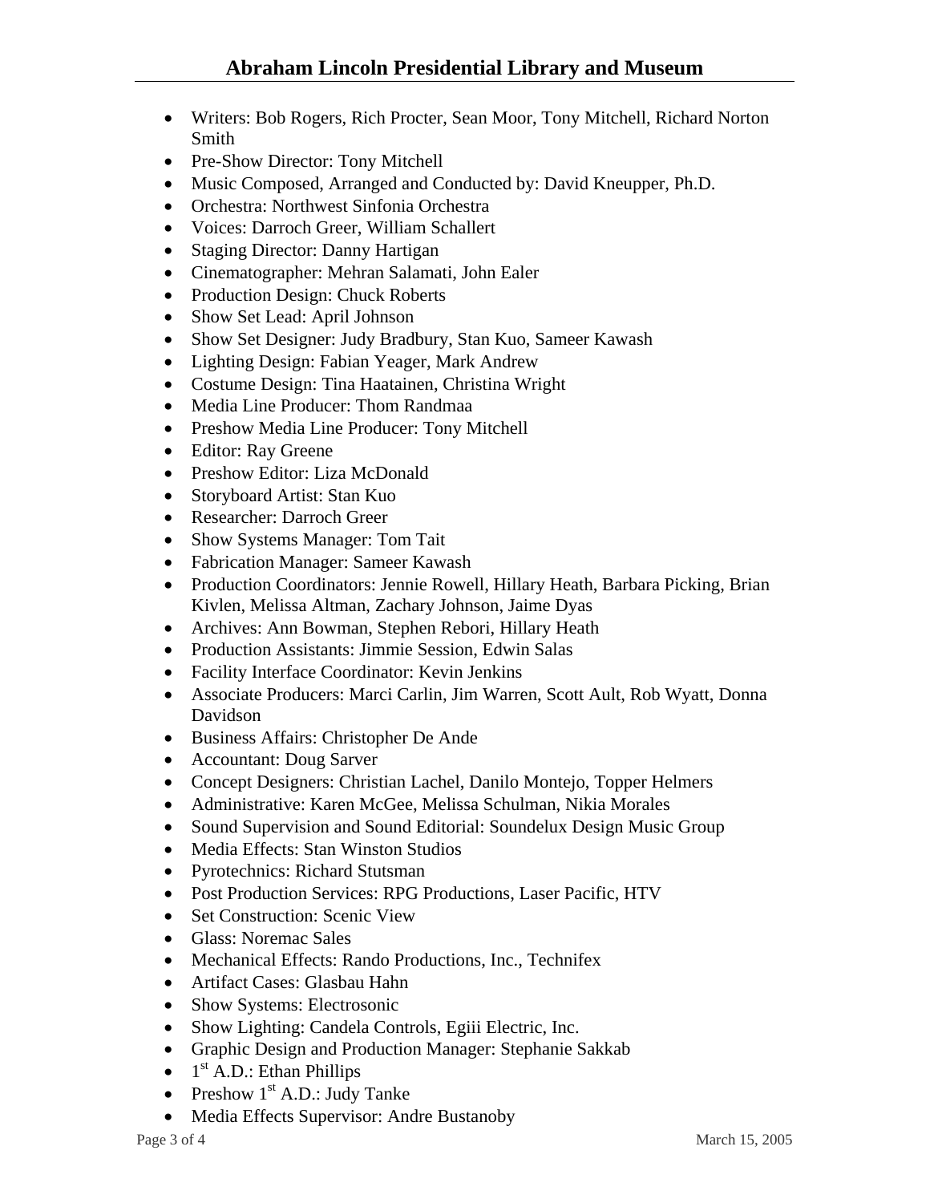- Writers: Bob Rogers, Rich Procter, Sean Moor, Tony Mitchell, Richard Norton Smith
- Pre-Show Director: Tony Mitchell
- Music Composed, Arranged and Conducted by: David Kneupper, Ph.D.
- Orchestra: Northwest Sinfonia Orchestra
- Voices: Darroch Greer, William Schallert
- Staging Director: Danny Hartigan
- Cinematographer: Mehran Salamati, John Ealer
- Production Design: Chuck Roberts
- Show Set Lead: April Johnson
- Show Set Designer: Judy Bradbury, Stan Kuo, Sameer Kawash
- Lighting Design: Fabian Yeager, Mark Andrew
- Costume Design: Tina Haatainen, Christina Wright
- Media Line Producer: Thom Randmaa
- Preshow Media Line Producer: Tony Mitchell
- Editor: Ray Greene
- Preshow Editor: Liza McDonald
- Storyboard Artist: Stan Kuo
- Researcher: Darroch Greer
- Show Systems Manager: Tom Tait
- Fabrication Manager: Sameer Kawash
- Production Coordinators: Jennie Rowell, Hillary Heath, Barbara Picking, Brian Kivlen, Melissa Altman, Zachary Johnson, Jaime Dyas
- Archives: Ann Bowman, Stephen Rebori, Hillary Heath
- Production Assistants: Jimmie Session, Edwin Salas
- Facility Interface Coordinator: Kevin Jenkins
- Associate Producers: Marci Carlin, Jim Warren, Scott Ault, Rob Wyatt, Donna Davidson
- Business Affairs: Christopher De Ande
- Accountant: Doug Sarver
- Concept Designers: Christian Lachel, Danilo Montejo, Topper Helmers
- Administrative: Karen McGee, Melissa Schulman, Nikia Morales
- Sound Supervision and Sound Editorial: Soundelux Design Music Group
- Media Effects: Stan Winston Studios
- Pyrotechnics: Richard Stutsman
- Post Production Services: RPG Productions, Laser Pacific, HTV
- Set Construction: Scenic View
- Glass: Noremac Sales
- Mechanical Effects: Rando Productions, Inc., Technifex
- Artifact Cases: Glasbau Hahn
- Show Systems: Electrosonic
- Show Lighting: Candela Controls, Egiii Electric, Inc.
- Graphic Design and Production Manager: Stephanie Sakkab
- 1st A.D.: Ethan Phillips
- Preshow 1st A.D.: Judy Tanke
- Media Effects Supervisor: Andre Bustanoby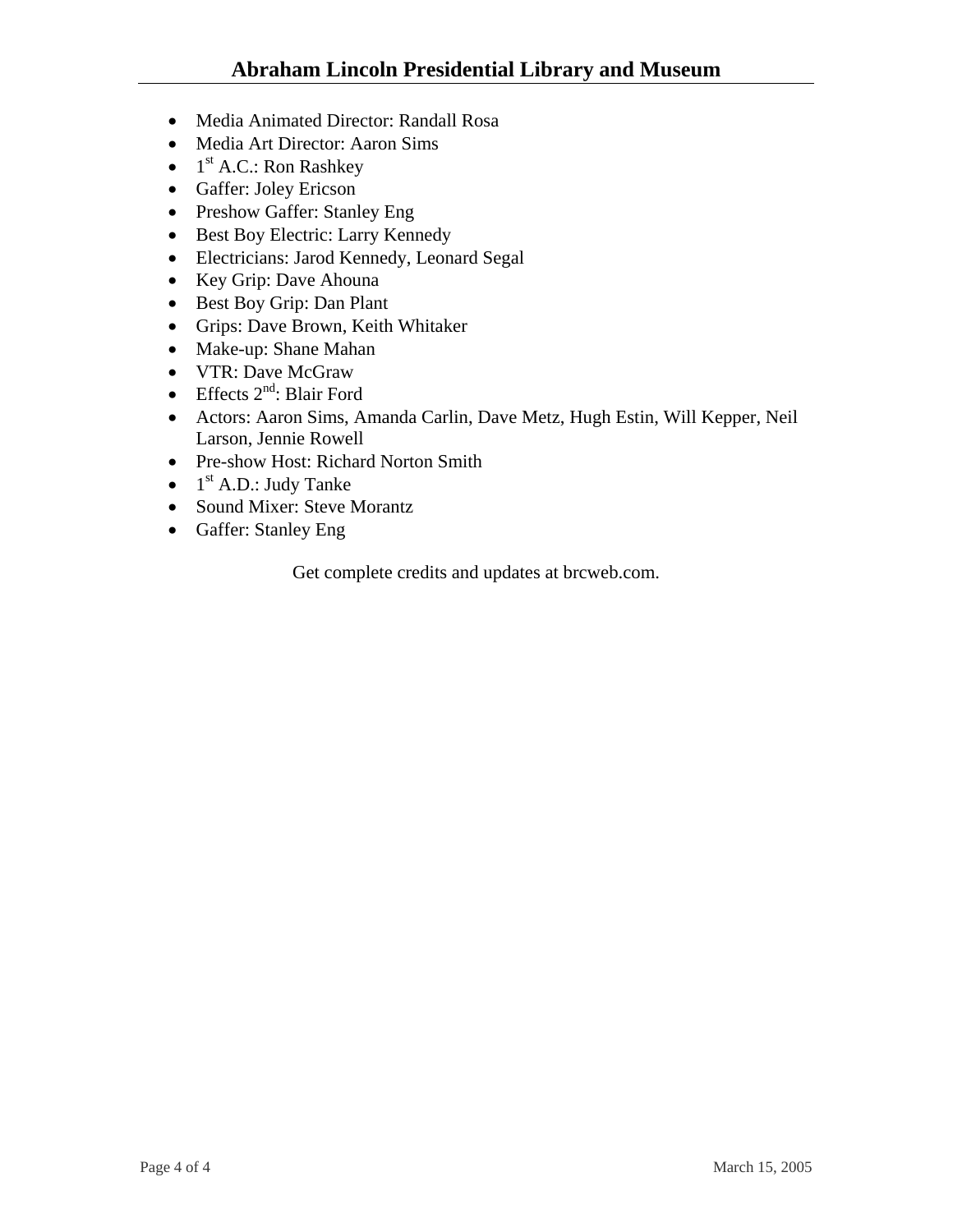- Media Animated Director: Randall Rosa
- Media Art Director: Aaron Sims
- 1st A.C.: Ron Rashkey
- Gaffer: Joley Ericson
- Preshow Gaffer: Stanley Eng
- Best Boy Electric: Larry Kennedy
- Electricians: Jarod Kennedy, Leonard Segal
- Key Grip: Dave Ahouna
- Best Boy Grip: Dan Plant
- Grips: Dave Brown, Keith Whitaker
- Make-up: Shane Mahan
- VTR: Dave McGraw
- Effects 2nd: Blair Ford
- Actors: Aaron Sims, Amanda Carlin, Dave Metz, Hugh Estin, Will Kepper, Neil Larson, Jennie Rowell
- Pre-show Host: Richard Norton Smith
- 1st A.D.: Judy Tanke
- Sound Mixer: Steve Morantz
- Gaffer: Stanley Eng

Get complete credits and updates at brcweb.com.